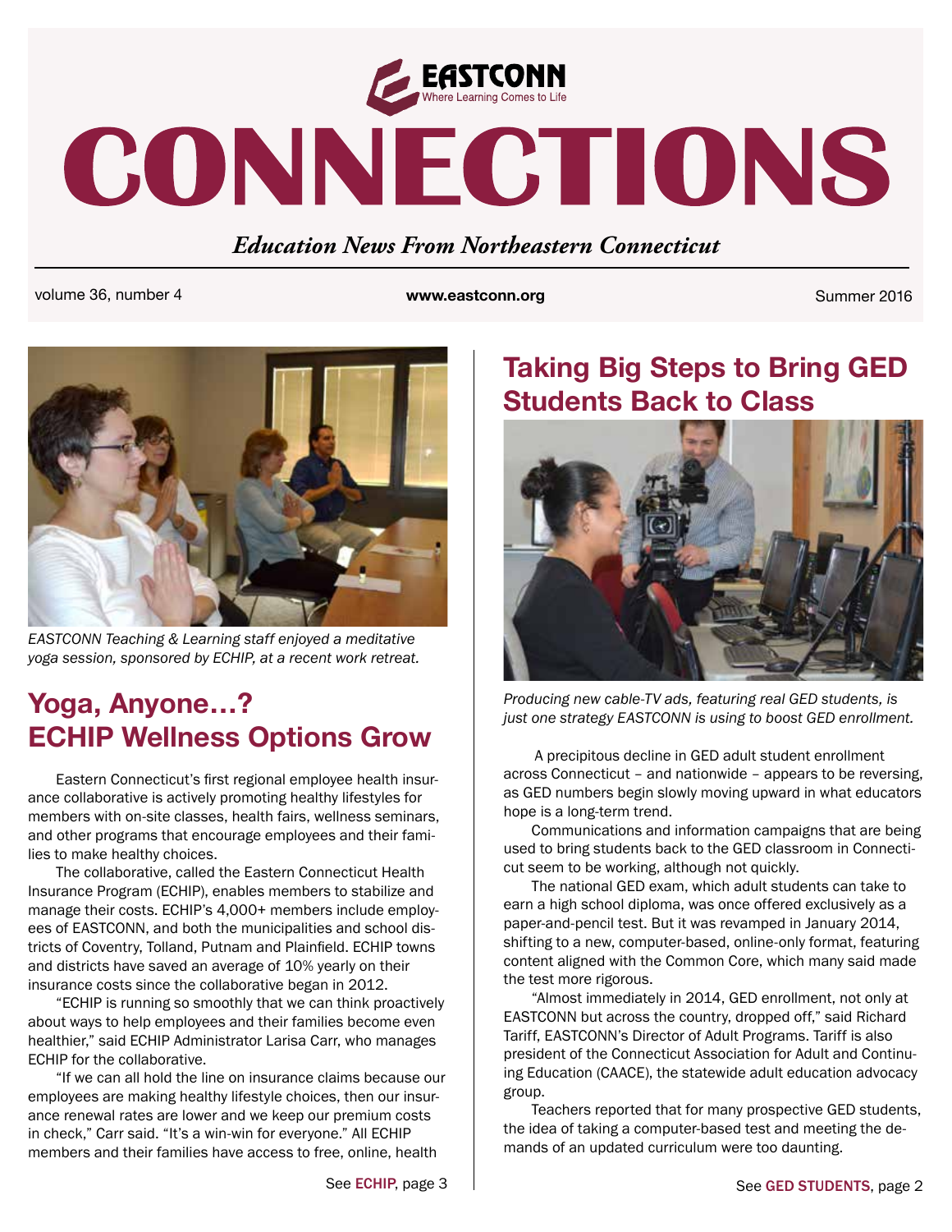# CONNECTIONS

EASTCONN
Where Learning Comes to Life

*Education News From Northeastern Connecticut*

volume 36, number 4 | www.eastconn.org | Summer 2016

*EASTCONN Teaching & Learning staff enjoyed a meditative yoga session, sponsored by ECHIP, at a recent work retreat.*

## Yoga, Anyone…? ECHIP Wellness Options Grow

Eastern Connecticut's first regional employee health insurance collaborative is actively promoting healthy lifestyles for members with on-site classes, health fairs, wellness seminars, and other programs that encourage employees and their families to make healthy choices.

The collaborative, called the Eastern Connecticut Health Insurance Program (ECHIP), enables members to stabilize and manage their costs. ECHIP's 4,000+ members include employees of EASTCONN, and both the municipalities and school districts of Coventry, Tolland, Putnam and Plainfield. ECHIP towns and districts have saved an average of 10% yearly on their insurance costs since the collaborative began in 2012.

"ECHIP is running so smoothly that we can think proactively about ways to help employees and their families become even healthier," said ECHIP Administrator Larisa Carr, who manages ECHIP for the collaborative.

"If we can all hold the line on insurance claims because our employees are making healthy lifestyle choices, then our insurance renewal rates are lower and we keep our premium costs in check," Carr said. "It's a win-win for everyone." All ECHIP members and their families have access to free, online, health

See **ECHIP**, page 3

## Taking Big Steps to Bring GED Students Back to Class

*Producing new cable-TV ads, featuring real GED students, is just one strategy EASTCONN is using to boost GED enrollment.*

A precipitous decline in GED adult student enrollment across Connecticut – and nationwide – appears to be reversing, as GED numbers begin slowly moving upward in what educators hope is a long-term trend.

Communications and information campaigns that are being used to bring students back to the GED classroom in Connecticut seem to be working, although not quickly.

The national GED exam, which adult students can take to earn a high school diploma, was once offered exclusively as a paper-and-pencil test. But it was revamped in January 2014, shifting to a new, computer-based, online-only format, featuring content aligned with the Common Core, which many said made the test more rigorous.

"Almost immediately in 2014, GED enrollment, not only at EASTCONN but across the country, dropped off," said Richard Tariff, EASTCONN's Director of Adult Programs. Tariff is also president of the Connecticut Association for Adult and Continuing Education (CAACE), the statewide adult education advocacy group.

Teachers reported that for many prospective GED students, the idea of taking a computer-based test and meeting the demands of an updated curriculum were too daunting.

See **GED STUDENTS**, page 2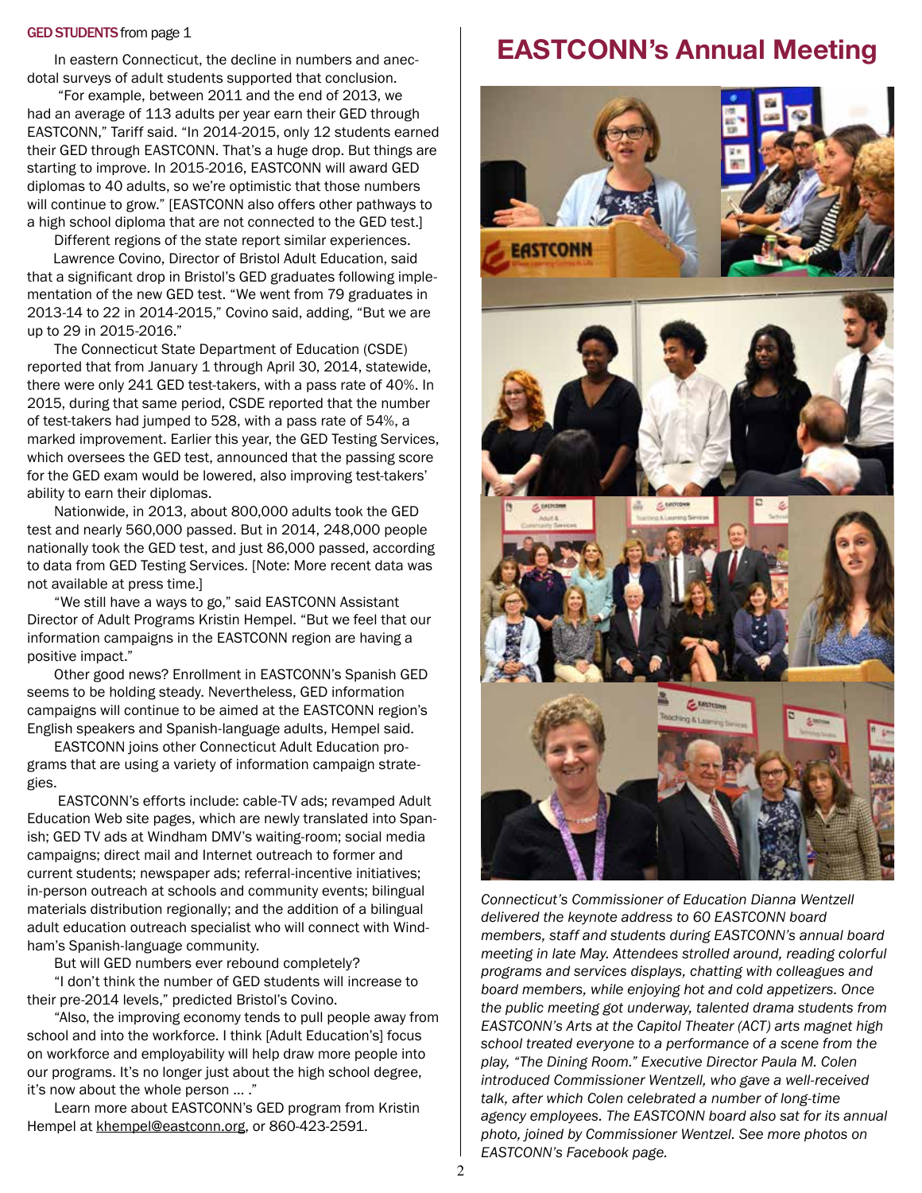**GED STUDENTS** from page 1

In eastern Connecticut, the decline in numbers and anecdotal surveys of adult students supported that conclusion.

"For example, between 2011 and the end of 2013, we had an average of 113 adults per year earn their GED through EASTCONN," Tariff said. "In 2014-2015, only 12 students earned their GED through EASTCONN. That's a huge drop. But things are starting to improve. In 2015-2016, EASTCONN will award GED diplomas to 40 adults, so we're optimistic that those numbers will continue to grow." [EASTCONN also offers other pathways to a high school diploma that are not connected to the GED test.]

Different regions of the state report similar experiences.

Lawrence Covino, Director of Bristol Adult Education, said that a significant drop in Bristol's GED graduates following implementation of the new GED test. "We went from 79 graduates in 2013-14 to 22 in 2014-2015," Covino said, adding, "But we are up to 29 in 2015-2016."

The Connecticut State Department of Education (CSDE) reported that from January 1 through April 30, 2014, statewide, there were only 241 GED test-takers, with a pass rate of 40%. In 2015, during that same period, CSDE reported that the number of test-takers had jumped to 528, with a pass rate of 54%, a marked improvement. Earlier this year, the GED Testing Services, which oversees the GED test, announced that the passing score for the GED exam would be lowered, also improving test-takers' ability to earn their diplomas.

Nationwide, in 2013, about 800,000 adults took the GED test and nearly 560,000 passed. But in 2014, 248,000 people nationally took the GED test, and just 86,000 passed, according to data from GED Testing Services. [Note: More recent data was not available at press time.]

"We still have a ways to go," said EASTCONN Assistant Director of Adult Programs Kristin Hempel. "But we feel that our information campaigns in the EASTCONN region are having a positive impact."

Other good news? Enrollment in EASTCONN's Spanish GED seems to be holding steady. Nevertheless, GED information campaigns will continue to be aimed at the EASTCONN region's English speakers and Spanish-language adults, Hempel said.

EASTCONN joins other Connecticut Adult Education programs that are using a variety of information campaign strategies.

EASTCONN's efforts include: cable-TV ads; revamped Adult Education Web site pages, which are newly translated into Spanish; GED TV ads at Windham DMV's waiting-room; social media campaigns; direct mail and Internet outreach to former and current students; newspaper ads; referral-incentive initiatives; in-person outreach at schools and community events; bilingual materials distribution regionally; and the addition of a bilingual adult education outreach specialist who will connect with Windham's Spanish-language community.

But will GED numbers ever rebound completely?

"I don't think the number of GED students will increase to their pre-2014 levels," predicted Bristol's Covino.

"Also, the improving economy tends to pull people away from school and into the workforce. I think [Adult Education's] focus on workforce and employability will help draw more people into our programs. It's no longer just about the high school degree, it's now about the whole person ... ."

Learn more about EASTCONN's GED program from Kristin Hempel at khempel@eastconn.org, or 860-423-2591.

# EASTCONN's Annual Meeting

*Connecticut's Commissioner of Education Dianna Wentzell delivered the keynote address to 60 EASTCONN board members, staff and students during EASTCONN's annual board meeting in late May. Attendees strolled around, reading colorful programs and services displays, chatting with colleagues and board members, while enjoying hot and cold appetizers. Once the public meeting got underway, talented drama students from EASTCONN's Arts at the Capitol Theater (ACT) arts magnet high school treated everyone to a performance of a scene from the play, "The Dining Room." Executive Director Paula M. Colen introduced Commissioner Wentzell, who gave a well-received talk, after which Colen celebrated a number of long-time agency employees. The EASTCONN board also sat for its annual photo, joined by Commissioner Wentzel. See more photos on EASTCONN's Facebook page.*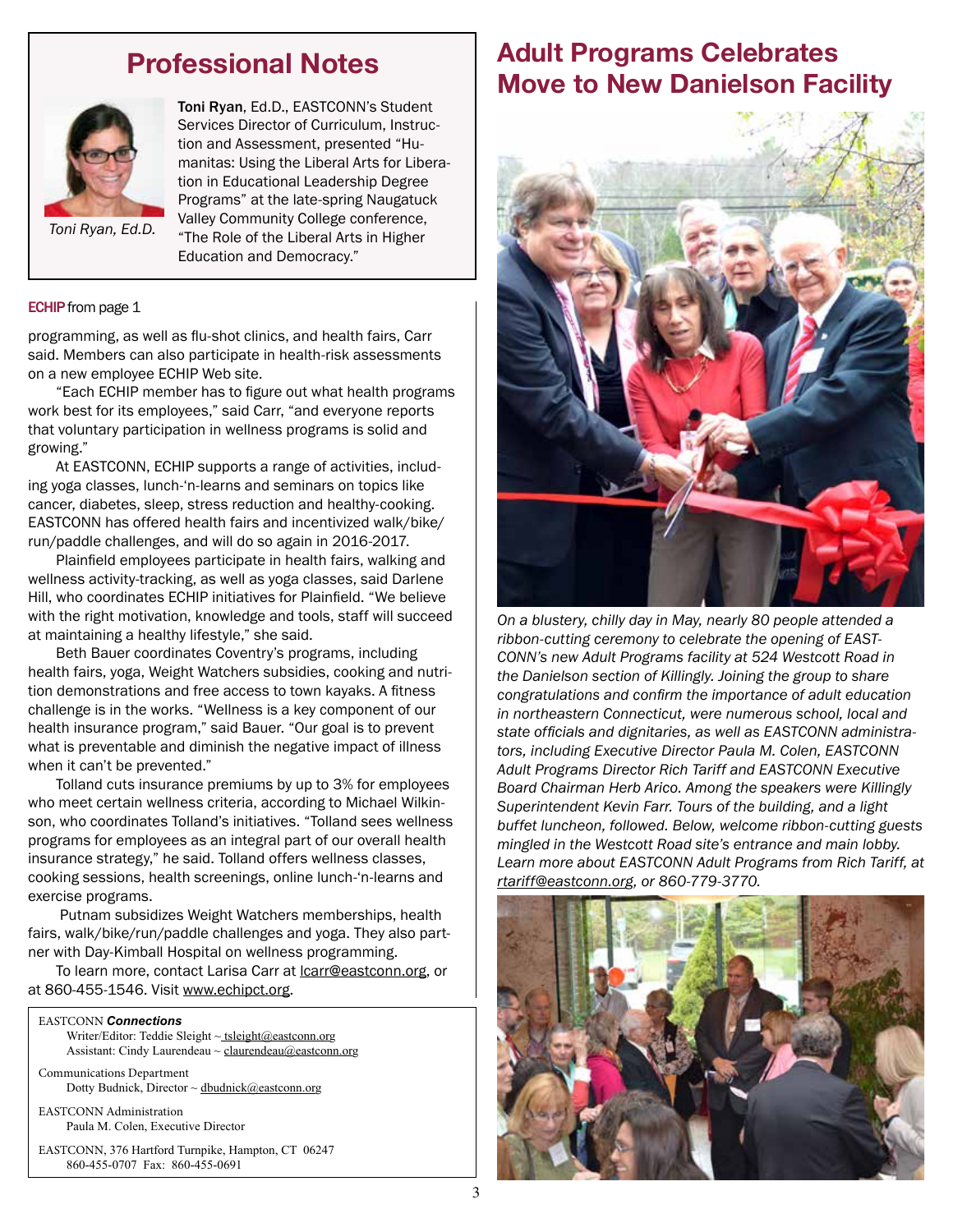## Professional Notes

*Toni Ryan, Ed.D.*

**Toni Ryan**, Ed.D., EASTCONN's Student Services Director of Curriculum, Instruction and Assessment, presented "Humanitas: Using the Liberal Arts for Liberation in Educational Leadership Degree Programs" at the late-spring Naugatuck Valley Community College conference, "The Role of the Liberal Arts in Higher Education and Democracy."

**ECHIP** from page 1

programming, as well as flu-shot clinics, and health fairs, Carr said. Members can also participate in health-risk assessments on a new employee ECHIP Web site.

"Each ECHIP member has to figure out what health programs work best for its employees," said Carr, "and everyone reports that voluntary participation in wellness programs is solid and growing."

At EASTCONN, ECHIP supports a range of activities, including yoga classes, lunch-'n-learns and seminars on topics like cancer, diabetes, sleep, stress reduction and healthy-cooking. EASTCONN has offered health fairs and incentivized walk/bike/run/paddle challenges, and will do so again in 2016-2017.

Plainfield employees participate in health fairs, walking and wellness activity-tracking, as well as yoga classes, said Darlene Hill, who coordinates ECHIP initiatives for Plainfield. "We believe with the right motivation, knowledge and tools, staff will succeed at maintaining a healthy lifestyle," she said.

Beth Bauer coordinates Coventry's programs, including health fairs, yoga, Weight Watchers subsidies, cooking and nutrition demonstrations and free access to town kayaks. A fitness challenge is in the works. "Wellness is a key component of our health insurance program," said Bauer. "Our goal is to prevent what is preventable and diminish the negative impact of illness when it can't be prevented."

Tolland cuts insurance premiums by up to 3% for employees who meet certain wellness criteria, according to Michael Wilkinson, who coordinates Tolland's initiatives. "Tolland sees wellness programs for employees as an integral part of our overall health insurance strategy," he said. Tolland offers wellness classes, cooking sessions, health screenings, online lunch-'n-learns and exercise programs.

Putnam subsidizes Weight Watchers memberships, health fairs, walk/bike/run/paddle challenges and yoga. They also partner with Day-Kimball Hospital on wellness programming.

To learn more, contact Larisa Carr at lcarr@eastconn.org, or at 860-455-1546. Visit www.echipct.org.

EASTCONN ***Connections***
Writer/Editor: Teddie Sleight ~ tsleight@eastconn.org
Assistant: Cindy Laurendeau ~ claurendeau@eastconn.org

Communications Department
Dotty Budnick, Director ~ dbudnick@eastconn.org

EASTCONN Administration
Paula M. Colen, Executive Director

EASTCONN, 376 Hartford Turnpike, Hampton, CT 06247
860-455-0707 Fax: 860-455-0691

## Adult Programs Celebrates Move to New Danielson Facility

*On a blustery, chilly day in May, nearly 80 people attended a ribbon-cutting ceremony to celebrate the opening of EASTCONN's new Adult Programs facility at 524 Westcott Road in the Danielson section of Killingly. Joining the group to share congratulations and confirm the importance of adult education in northeastern Connecticut, were numerous school, local and state officials and dignitaries, as well as EASTCONN administrators, including Executive Director Paula M. Colen, EASTCONN Adult Programs Director Rich Tariff and EASTCONN Executive Board Chairman Herb Arico. Among the speakers were Killingly Superintendent Kevin Farr. Tours of the building, and a light buffet luncheon, followed. Below, welcome ribbon-cutting guests mingled in the Westcott Road site's entrance and main lobby. Learn more about EASTCONN Adult Programs from Rich Tariff, at rtariff@eastconn.org, or 860-779-3770.*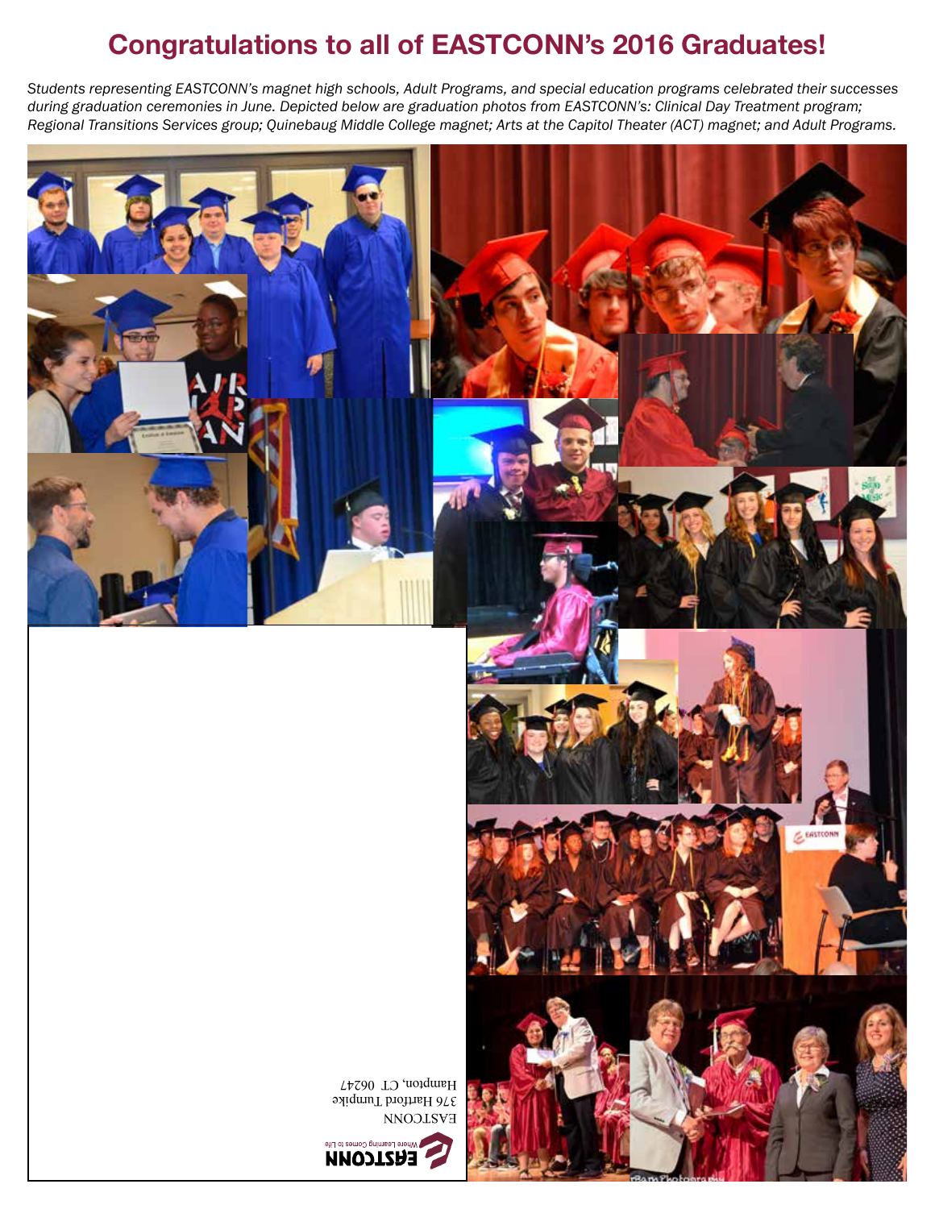# Congratulations to all of EASTCONN's 2016 Graduates!

*Students representing EASTCONN's magnet high schools, Adult Programs, and special education programs celebrated their successes during graduation ceremonies in June. Depicted below are graduation photos from EASTCONN's: Clinical Day Treatment program; Regional Transitions Services group; Quinebaug Middle College magnet; Arts at the Capitol Theater (ACT) magnet; and Adult Programs.*

EASTCONN
Where Learning Comes to Life

EASTCONN
376 Hartford Turnpike
Hampton, CT 06247